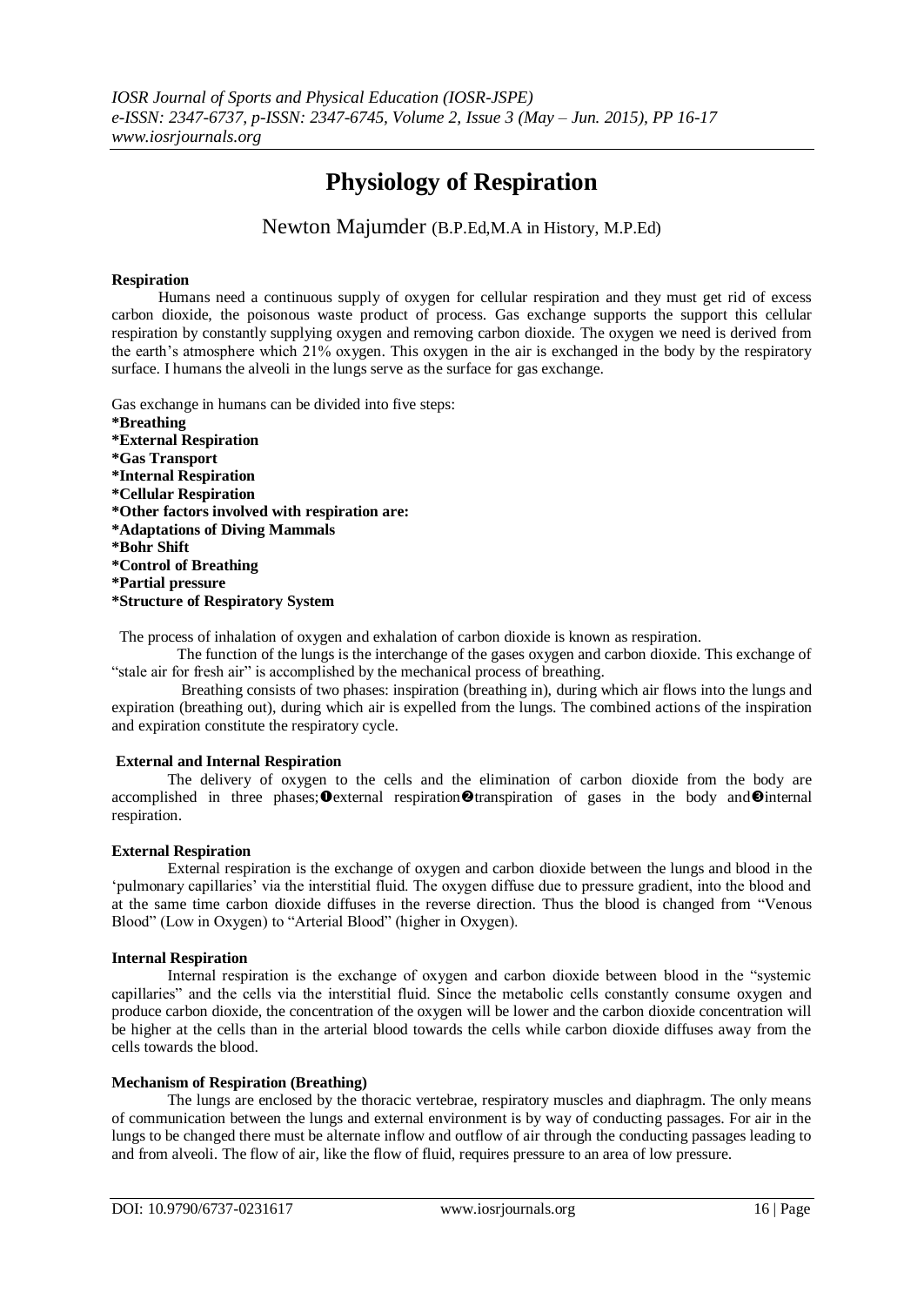# Physiology of Respiration

Newton Majumder (B.P.Ed,M.A in History, M.P.Ed)

**Respiration**

Humans need a continuous supply of oxygen for cellular respiration and they must get rid of excess carbon dioxide, the poisonous waste product of process. Gas exchange supports the support this cellular respiration by constantly supplying oxygen and removing carbon dioxide. The oxygen we need is derived from the earth's atmosphere which 21% oxygen. This oxygen in the air is exchanged in the body by the respiratory surface. I humans the alveoli in the lungs serve as the surface for gas exchange.

Gas exchange in humans can be divided into five steps:

**\*Breathing**
**\*External Respiration**
**\*Gas Transport**
**\*Internal Respiration**
**\*Cellular Respiration**
**\*Other factors involved with respiration are:**
**\*Adaptations of Diving Mammals**
**\*Bohr Shift**
**\*Control of Breathing**
**\*Partial pressure**
**\*Structure of Respiratory System**

The process of inhalation of oxygen and exhalation of carbon dioxide is known as respiration.

The function of the lungs is the interchange of the gases oxygen and carbon dioxide. This exchange of "stale air for fresh air" is accomplished by the mechanical process of breathing.

Breathing consists of two phases: inspiration (breathing in), during which air flows into the lungs and expiration (breathing out), during which air is expelled from the lungs. The combined actions of the inspiration and expiration constitute the respiratory cycle.

**External and Internal Respiration**

The delivery of oxygen to the cells and the elimination of carbon dioxide from the body are accomplished in three phases;❶external respiration❷transpiration of gases in the body and❸internal respiration.

**External Respiration**

External respiration is the exchange of oxygen and carbon dioxide between the lungs and blood in the 'pulmonary capillaries' via the interstitial fluid. The oxygen diffuse due to pressure gradient, into the blood and at the same time carbon dioxide diffuses in the reverse direction. Thus the blood is changed from "Venous Blood" (Low in Oxygen) to "Arterial Blood" (higher in Oxygen).

**Internal Respiration**

Internal respiration is the exchange of oxygen and carbon dioxide between blood in the "systemic capillaries" and the cells via the interstitial fluid. Since the metabolic cells constantly consume oxygen and produce carbon dioxide, the concentration of the oxygen will be lower and the carbon dioxide concentration will be higher at the cells than in the arterial blood towards the cells while carbon dioxide diffuses away from the cells towards the blood.

**Mechanism of Respiration (Breathing)**

The lungs are enclosed by the thoracic vertebrae, respiratory muscles and diaphragm. The only means of communication between the lungs and external environment is by way of conducting passages. For air in the lungs to be changed there must be alternate inflow and outflow of air through the conducting passages leading to and from alveoli. The flow of air, like the flow of fluid, requires pressure to an area of low pressure.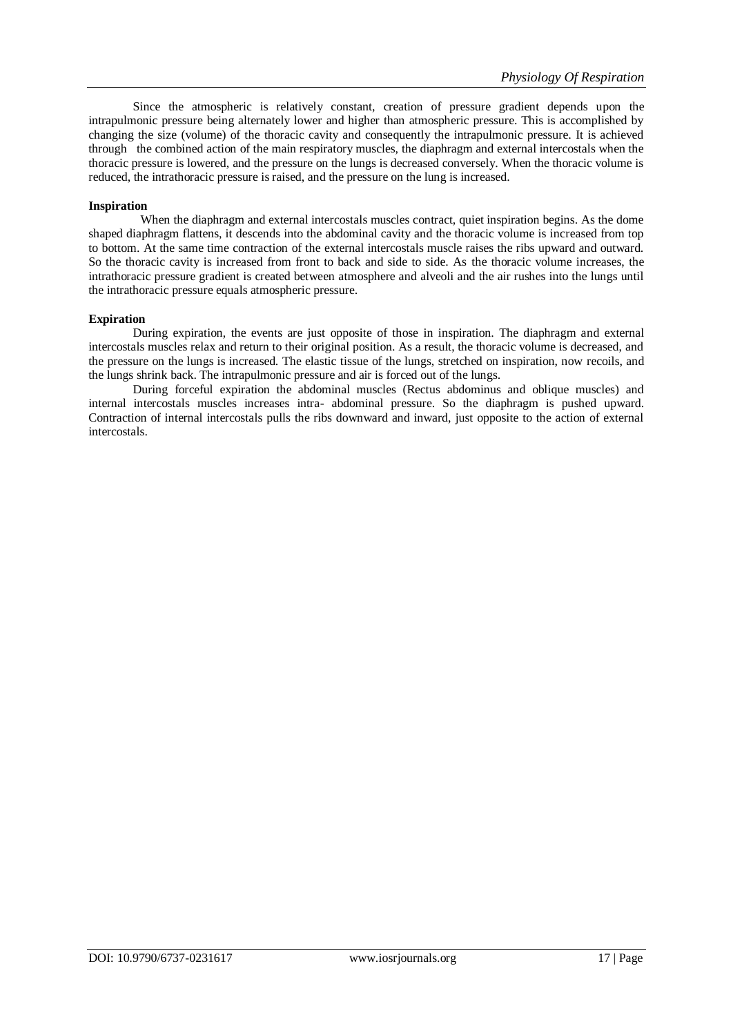Since the atmospheric is relatively constant, creation of pressure gradient depends upon the intrapulmonic pressure being alternately lower and higher than atmospheric pressure. This is accomplished by changing the size (volume) of the thoracic cavity and consequently the intrapulmonic pressure. It is achieved through the combined action of the main respiratory muscles, the diaphragm and external intercostals when the thoracic pressure is lowered, and the pressure on the lungs is decreased conversely. When the thoracic volume is reduced, the intrathoracic pressure is raised, and the pressure on the lung is increased.

**Inspiration**

When the diaphragm and external intercostals muscles contract, quiet inspiration begins. As the dome shaped diaphragm flattens, it descends into the abdominal cavity and the thoracic volume is increased from top to bottom. At the same time contraction of the external intercostals muscle raises the ribs upward and outward. So the thoracic cavity is increased from front to back and side to side. As the thoracic volume increases, the intrathoracic pressure gradient is created between atmosphere and alveoli and the air rushes into the lungs until the intrathoracic pressure equals atmospheric pressure.

**Expiration**

During expiration, the events are just opposite of those in inspiration. The diaphragm and external intercostals muscles relax and return to their original position. As a result, the thoracic volume is decreased, and the pressure on the lungs is increased. The elastic tissue of the lungs, stretched on inspiration, now recoils, and the lungs shrink back. The intrapulmonic pressure and air is forced out of the lungs.

During forceful expiration the abdominal muscles (Rectus abdominus and oblique muscles) and internal intercostals muscles increases intra- abdominal pressure. So the diaphragm is pushed upward. Contraction of internal intercostals pulls the ribs downward and inward, just opposite to the action of external intercostals.